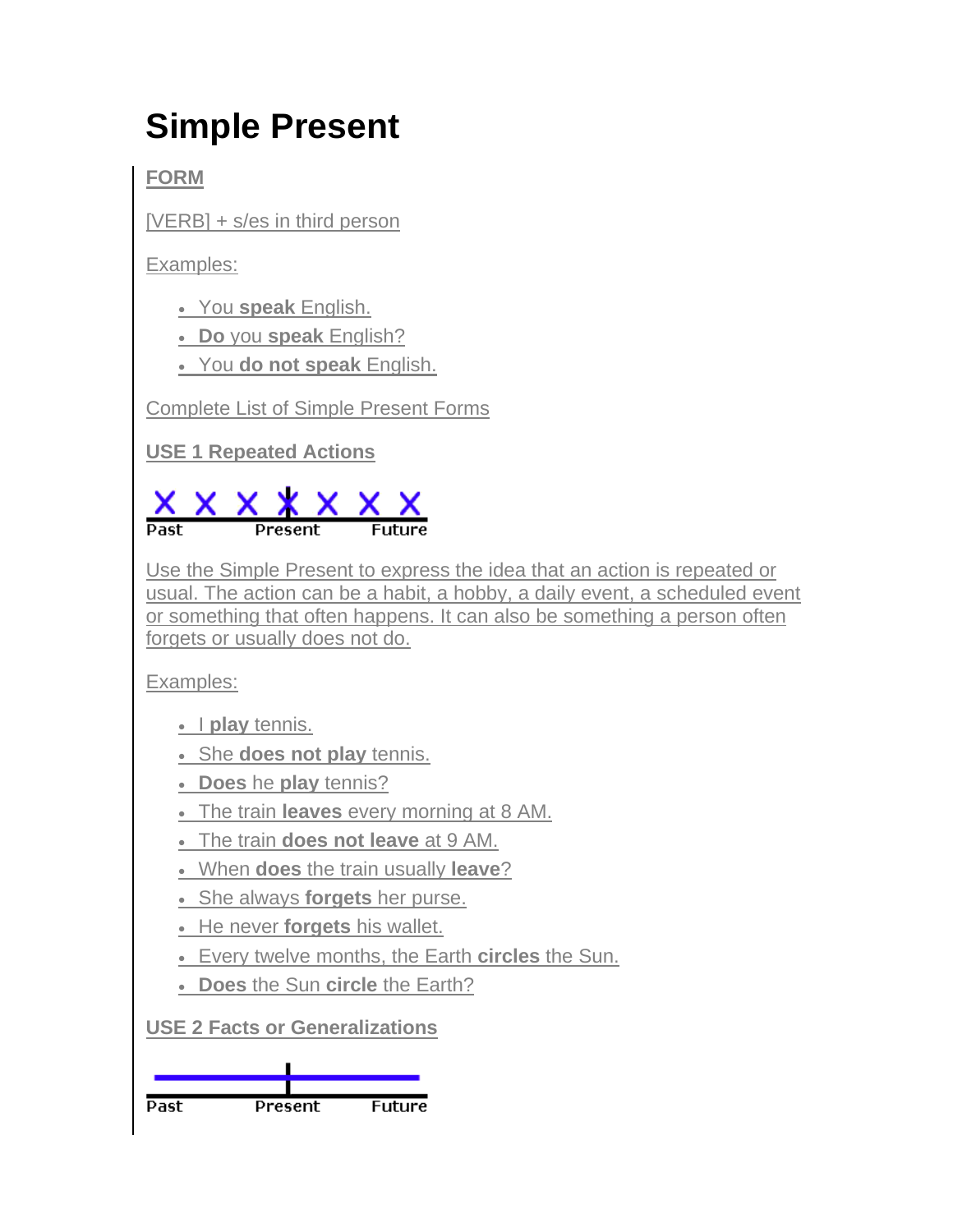# Simple Present

## FORM

[VERB] + s/es in third person

Examples:

- You **speak** English.
- **Do** you **speak** English?
- You **do not speak** English.

Complete List of Simple Present Forms

## USE 1 Repeated Actions

Past Present Future

Use the Simple Present to express the idea that an action is repeated or usual. The action can be a habit, a hobby, a daily event, a scheduled event or something that often happens. It can also be something a person often forgets or usually does not do.

Examples:

- I **play** tennis.
- She **does not play** tennis.
- **Does** he **play** tennis?
- The train **leaves** every morning at 8 AM.
- The train **does not leave** at 9 AM.
- When **does** the train usually **leave**?
- She always **forgets** her purse.
- He never **forgets** his wallet.
- Every twelve months, the Earth **circles** the Sun.
- **Does** the Sun **circle** the Earth?

## USE 2 Facts or Generalizations

Past Present Future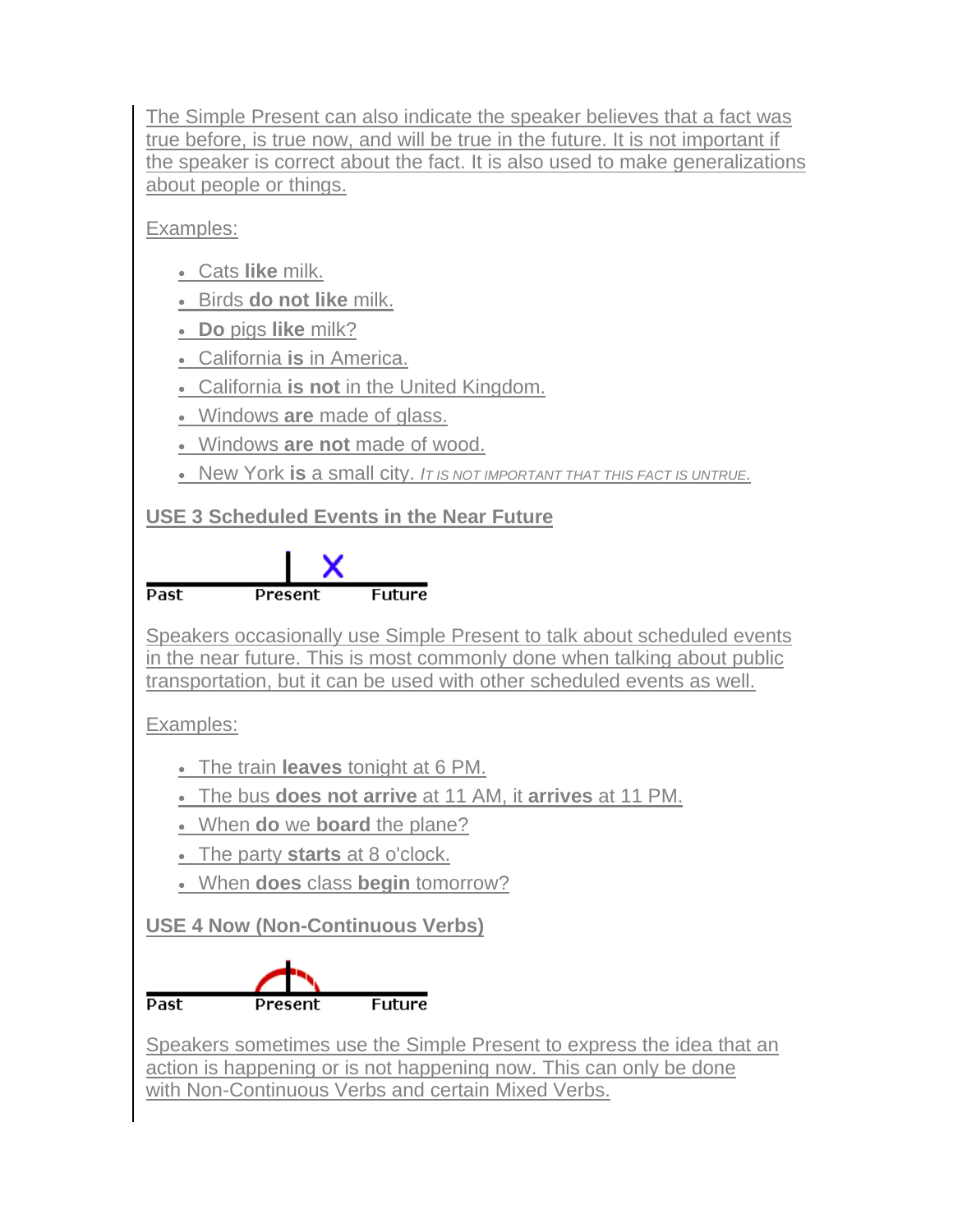The Simple Present can also indicate the speaker believes that a fact was true before, is true now, and will be true in the future. It is not important if the speaker is correct about the fact. It is also used to make generalizations about people or things.

Examples:

- Cats **like** milk.
- Birds **do not like** milk.
- **Do** pigs **like** milk?
- California **is** in America.
- California **is not** in the United Kingdom.
- Windows **are** made of glass.
- Windows **are not** made of wood.
- New York **is** a small city. *IT IS NOT IMPORTANT THAT THIS FACT IS UNTRUE.*

**USE 3 Scheduled Events in the Near Future**

Past Present Future

Speakers occasionally use Simple Present to talk about scheduled events in the near future. This is most commonly done when talking about public transportation, but it can be used with other scheduled events as well.

Examples:

- The train **leaves** tonight at 6 PM.
- The bus **does not arrive** at 11 AM, it **arrives** at 11 PM.
- When **do** we **board** the plane?
- The party **starts** at 8 o'clock.
- When **does** class **begin** tomorrow?

**USE 4 Now (Non-Continuous Verbs)**

Past Present Future

Speakers sometimes use the Simple Present to express the idea that an action is happening or is not happening now. This can only be done with Non-Continuous Verbs and certain Mixed Verbs.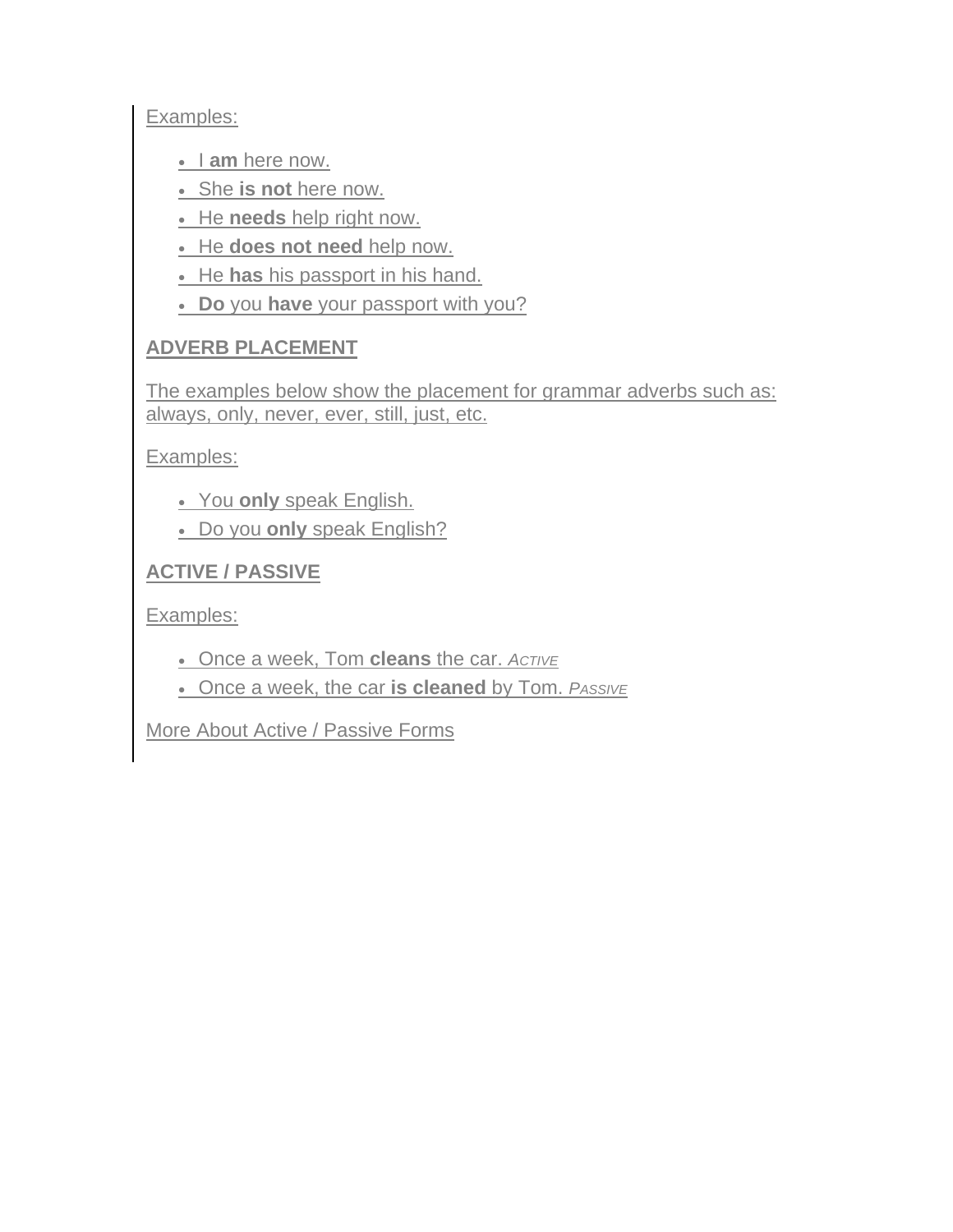Examples:

- I **am** here now.
- She **is not** here now.
- He **needs** help right now.
- He **does not need** help now.
- He **has** his passport in his hand.
- **Do** you **have** your passport with you?

## ADVERB PLACEMENT

The examples below show the placement for grammar adverbs such as: always, only, never, ever, still, just, etc.

Examples:

- You **only** speak English.
- Do you **only** speak English?

## ACTIVE / PASSIVE

Examples:

- Once a week, Tom **cleans** the car. *ACTIVE*
- Once a week, the car **is cleaned** by Tom. *PASSIVE*

More About Active / Passive Forms